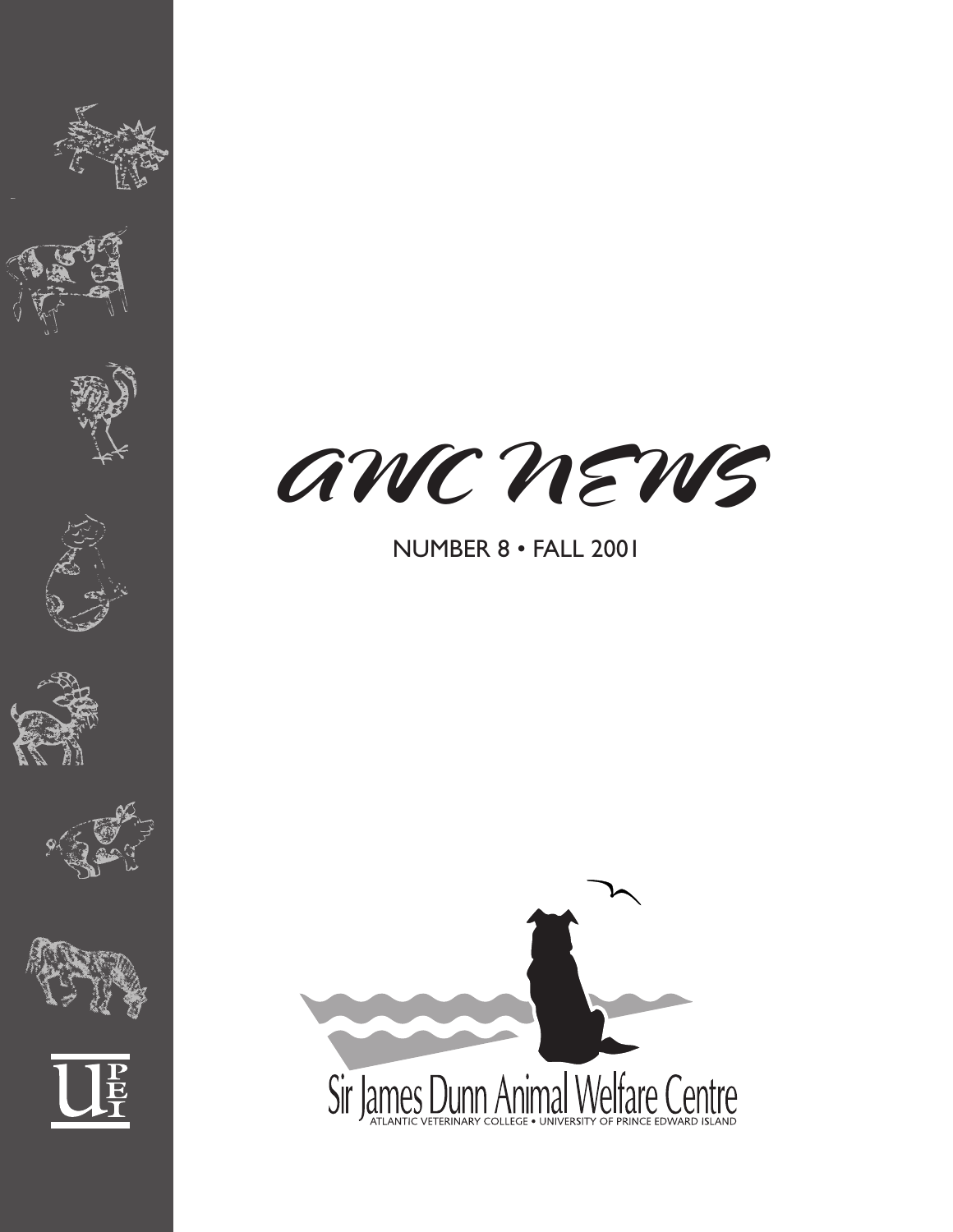# AWC NEWS

NUMBER 8 • FALL 2001

Sir James Dunn Animal Welfare Centre

ATLANTIC VETERINARY COLLEGE • UNIVERSITY OF PRINCE EDWARD ISLAND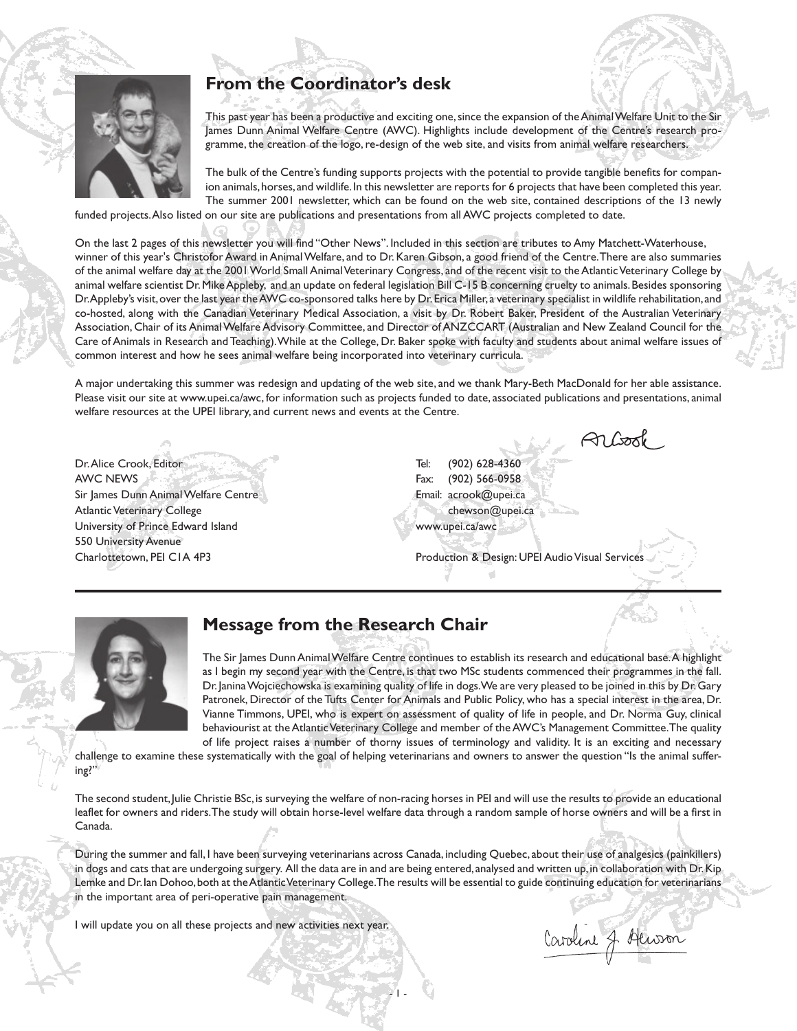## From the Coordinator's desk

This past year has been a productive and exciting one, since the expansion of the Animal Welfare Unit to the Sir James Dunn Animal Welfare Centre (AWC). Highlights include development of the Centre's research programme, the creation of the logo, re-design of the web site, and visits from animal welfare researchers.

The bulk of the Centre's funding supports projects with the potential to provide tangible benefits for companion animals, horses, and wildlife. In this newsletter are reports for 6 projects that have been completed this year. The summer 2001 newsletter, which can be found on the web site, contained descriptions of the 13 newly funded projects. Also listed on our site are publications and presentations from all AWC projects completed to date.

On the last 2 pages of this newsletter you will find "Other News". Included in this section are tributes to Amy Matchett-Waterhouse, winner of this year's Christofor Award in Animal Welfare, and to Dr. Karen Gibson, a good friend of the Centre. There are also summaries of the animal welfare day at the 2001 World Small Animal Veterinary Congress, and of the recent visit to the Atlantic Veterinary College by animal welfare scientist Dr. Mike Appleby, and an update on federal legislation Bill C-15 B concerning cruelty to animals. Besides sponsoring Dr. Appleby's visit, over the last year the AWC co-sponsored talks here by Dr. Erica Miller, a veterinary specialist in wildlife rehabilitation, and co-hosted, along with the Canadian Veterinary Medical Association, a visit by Dr. Robert Baker, President of the Australian Veterinary Association, Chair of its Animal Welfare Advisory Committee, and Director of ANZCCART (Australian and New Zealand Council for the Care of Animals in Research and Teaching). While at the College, Dr. Baker spoke with faculty and students about animal welfare issues of common interest and how he sees animal welfare being incorporated into veterinary curricula.

A major undertaking this summer was redesign and updating of the web site, and we thank Mary-Beth MacDonald for her able assistance. Please visit our site at www.upei.ca/awc, for information such as projects funded to date, associated publications and presentations, animal welfare resources at the UPEI library, and current news and events at the Centre.

A. Crook

Dr. Alice Crook, Editor
AWC NEWS
Sir James Dunn Animal Welfare Centre
Atlantic Veterinary College
University of Prince Edward Island
550 University Avenue
Charlottetown, PEI C1A 4P3

Tel: (902) 628-4360
Fax: (902) 566-0958
Email: acrook@upei.ca
chewson@upei.ca
www.upei.ca/awc

Production & Design: UPEI Audio Visual Services

---

## Message from the Research Chair

The Sir James Dunn Animal Welfare Centre continues to establish its research and educational base. A highlight as I begin my second year with the Centre, is that two MSc students commenced their programmes in the fall. Dr. Janina Wojciechowska is examining quality of life in dogs. We are very pleased to be joined in this by Dr. Gary Patronek, Director of the Tufts Center for Animals and Public Policy, who has a special interest in the area, Dr. Vianne Timmons, UPEI, who is expert on assessment of quality of life in people, and Dr. Norma Guy, clinical behaviourist at the Atlantic Veterinary College and member of the AWC's Management Committee. The quality of life project raises a number of thorny issues of terminology and validity. It is an exciting and necessary challenge to examine these systematically with the goal of helping veterinarians and owners to answer the question "Is the animal suffering?"

The second student, Julie Christie BSc, is surveying the welfare of non-racing horses in PEI and will use the results to provide an educational leaflet for owners and riders. The study will obtain horse-level welfare data through a random sample of horse owners and will be a first in Canada.

During the summer and fall, I have been surveying veterinarians across Canada, including Quebec, about their use of analgesics (painkillers) in dogs and cats that are undergoing surgery. All the data are in and are being entered, analysed and written up, in collaboration with Dr. Kip Lemke and Dr. Ian Dohoo, both at the Atlantic Veterinary College. The results will be essential to guide continuing education for veterinarians in the important area of peri-operative pain management.

I will update you on all these projects and new activities next year.

Caroline J. Hewson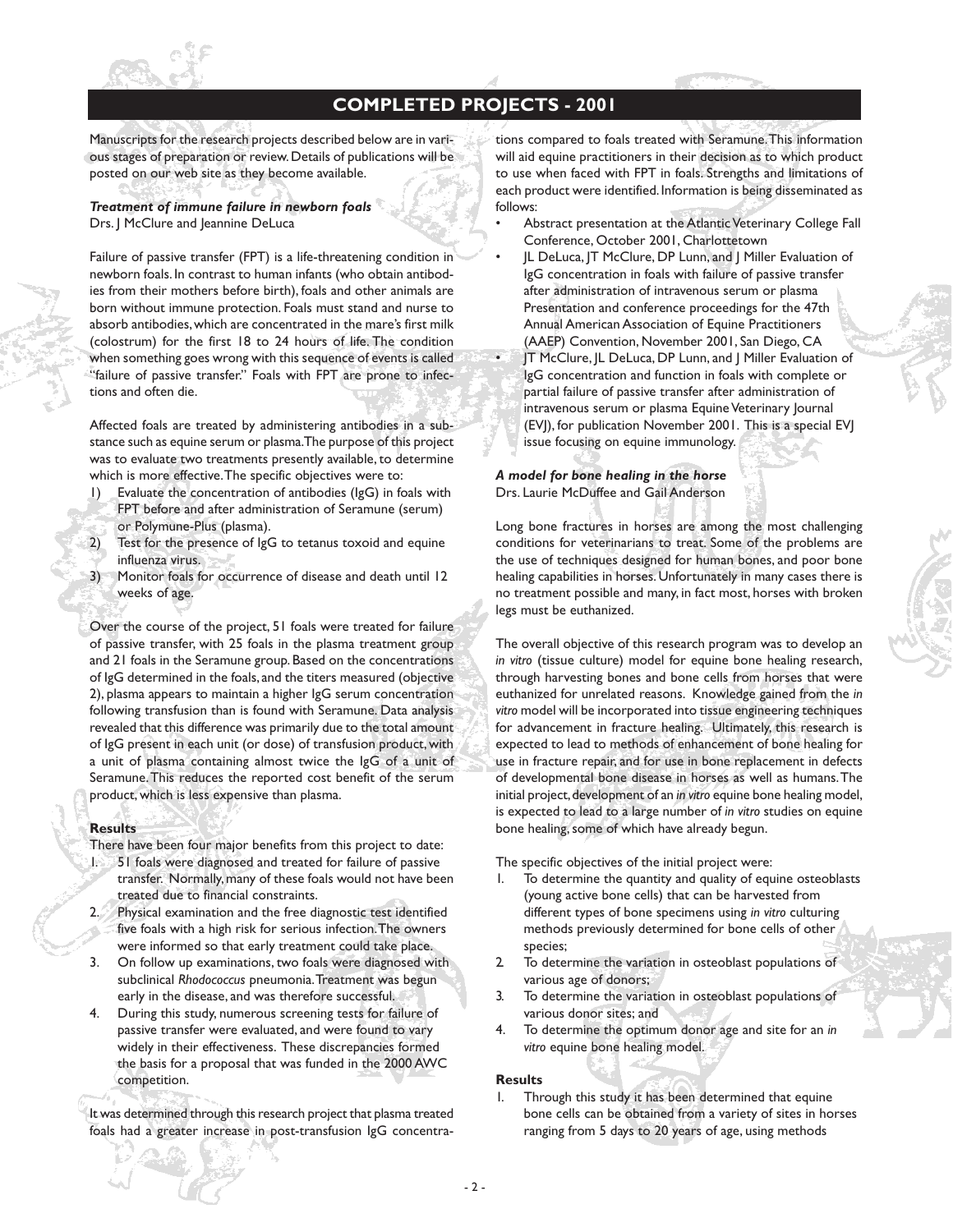# COMPLETED PROJECTS - 2001

Manuscripts for the research projects described below are in various stages of preparation or review. Details of publications will be posted on our web site as they become available.

### *Treatment of immune failure in newborn foals*

Drs. J McClure and Jeannine DeLuca

Failure of passive transfer (FPT) is a life-threatening condition in newborn foals. In contrast to human infants (who obtain antibodies from their mothers before birth), foals and other animals are born without immune protection. Foals must stand and nurse to absorb antibodies, which are concentrated in the mare's first milk (colostrum) for the first 18 to 24 hours of life. The condition when something goes wrong with this sequence of events is called "failure of passive transfer." Foals with FPT are prone to infections and often die.

Affected foals are treated by administering antibodies in a substance such as equine serum or plasma. The purpose of this project was to evaluate two treatments presently available, to determine which is more effective. The specific objectives were to:

1) Evaluate the concentration of antibodies (IgG) in foals with FPT before and after administration of Seramune (serum) or Polymune-Plus (plasma).
2) Test for the presence of IgG to tetanus toxoid and equine influenza virus.
3) Monitor foals for occurrence of disease and death until 12 weeks of age.

Over the course of the project, 51 foals were treated for failure of passive transfer, with 25 foals in the plasma treatment group and 21 foals in the Seramune group. Based on the concentrations of IgG determined in the foals, and the titers measured (objective 2), plasma appears to maintain a higher IgG serum concentration following transfusion than is found with Seramune. Data analysis revealed that this difference was primarily due to the total amount of IgG present in each unit (or dose) of transfusion product, with a unit of plasma containing almost twice the IgG of a unit of Seramune. This reduces the reported cost benefit of the serum product, which is less expensive than plasma.

#### Results

There have been four major benefits from this project to date:

1. 51 foals were diagnosed and treated for failure of passive transfer. Normally, many of these foals would not have been treated due to financial constraints.
2. Physical examination and the free diagnostic test identified five foals with a high risk for serious infection. The owners were informed so that early treatment could take place.
3. On follow up examinations, two foals were diagnosed with subclinical *Rhodococcus* pneumonia. Treatment was begun early in the disease, and was therefore successful.
4. During this study, numerous screening tests for failure of passive transfer were evaluated, and were found to vary widely in their effectiveness. These discrepancies formed the basis for a proposal that was funded in the 2000 AWC competition.

It was determined through this research project that plasma treated foals had a greater increase in post-transfusion IgG concentrations compared to foals treated with Seramune. This information will aid equine practitioners in their decision as to which product to use when faced with FPT in foals. Strengths and limitations of each product were identified. Information is being disseminated as follows:

- Abstract presentation at the Atlantic Veterinary College Fall Conference, October 2001, Charlottetown
- JL DeLuca, JT McClure, DP Lunn, and J Miller Evaluation of IgG concentration in foals with failure of passive transfer after administration of intravenous serum or plasma Presentation and conference proceedings for the 47th Annual American Association of Equine Practitioners (AAEP) Convention, November 2001, San Diego, CA
- JT McClure, JL DeLuca, DP Lunn, and J Miller Evaluation of IgG concentration and function in foals with complete or partial failure of passive transfer after administration of intravenous serum or plasma Equine Veterinary Journal (EVJ), for publication November 2001. This is a special EVJ issue focusing on equine immunology.

### *A model for bone healing in the horse*

Drs. Laurie McDuffee and Gail Anderson

Long bone fractures in horses are among the most challenging conditions for veterinarians to treat. Some of the problems are the use of techniques designed for human bones, and poor bone healing capabilities in horses. Unfortunately in many cases there is no treatment possible and many, in fact most, horses with broken legs must be euthanized.

The overall objective of this research program was to develop an *in vitro* (tissue culture) model for equine bone healing research, through harvesting bones and bone cells from horses that were euthanized for unrelated reasons. Knowledge gained from the *in vitro* model will be incorporated into tissue engineering techniques for advancement in fracture healing. Ultimately, this research is expected to lead to methods of enhancement of bone healing for use in fracture repair, and for use in bone replacement in defects of developmental bone disease in horses as well as humans. The initial project, development of an *in vitro* equine bone healing model, is expected to lead to a large number of *in vitro* studies on equine bone healing, some of which have already begun.

The specific objectives of the initial project were:

1. To determine the quantity and quality of equine osteoblasts (young active bone cells) that can be harvested from different types of bone specimens using *in vitro* culturing methods previously determined for bone cells of other species;
2. To determine the variation in osteoblast populations of various age of donors;
3. To determine the variation in osteoblast populations of various donor sites; and
4. To determine the optimum donor age and site for an *in vitro* equine bone healing model.

#### Results

1. Through this study it has been determined that equine bone cells can be obtained from a variety of sites in horses ranging from 5 days to 20 years of age, using methods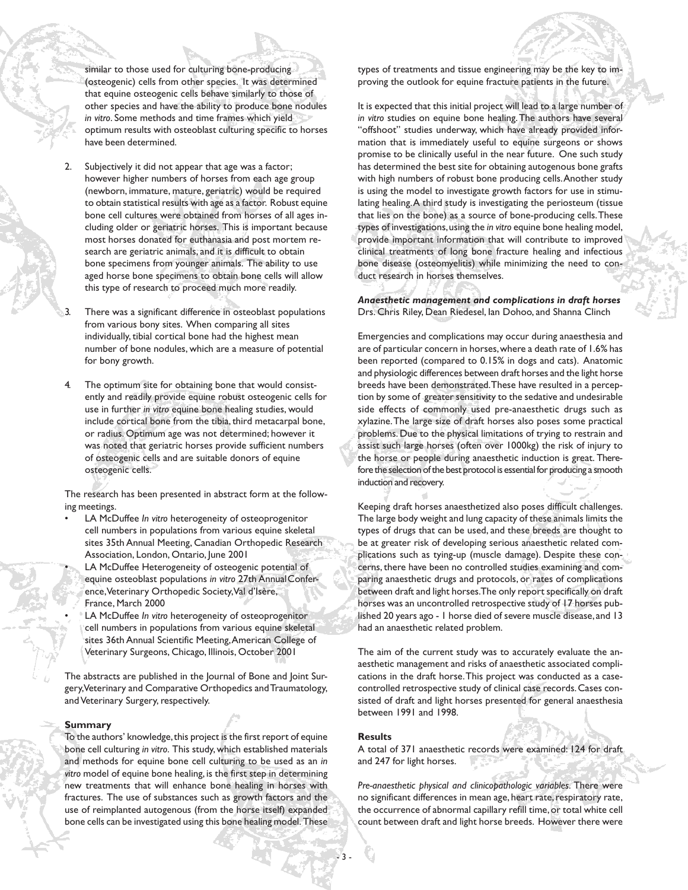similar to those used for culturing bone-producing (osteogenic) cells from other species. It was determined that equine osteogenic cells behave similarly to those of other species and have the ability to produce bone nodules *in vitro*. Some methods and time frames which yield optimum results with osteoblast culturing specific to horses have been determined.

2. Subjectively it did not appear that age was a factor; however higher numbers of horses from each age group (newborn, immature, mature, geriatric) would be required to obtain statistical results with age as a factor. Robust equine bone cell cultures were obtained from horses of all ages including older or geriatric horses. This is important because most horses donated for euthanasia and post mortem research are geriatric animals, and it is difficult to obtain bone specimens from younger animals. The ability to use aged horse bone specimens to obtain bone cells will allow this type of research to proceed much more readily.

3. There was a significant difference in osteoblast populations from various bony sites. When comparing all sites individually, tibial cortical bone had the highest mean number of bone nodules, which are a measure of potential for bony growth.

4. The optimum site for obtaining bone that would consistently and readily provide equine robust osteogenic cells for use in further *in vitro* equine bone healing studies, would include cortical bone from the tibia, third metacarpal bone, or radius. Optimum age was not determined; however it was noted that geriatric horses provide sufficient numbers of osteogenic cells and are suitable donors of equine osteogenic cells.

The research has been presented in abstract form at the following meetings.

- LA McDuffee *In vitro* heterogeneity of osteoprogenitor cell numbers in populations from various equine skeletal sites 35th Annual Meeting, Canadian Orthopedic Research Association, London, Ontario, June 2001
- LA McDuffee Heterogeneity of osteogenic potential of equine osteoblast populations *in vitro* 27th Annual Conference, Veterinary Orthopedic Society, Val d'Isère, France, March 2000
- LA McDuffee *In vitro* heterogeneity of osteoprogenitor cell numbers in populations from various equine skeletal sites 36th Annual Scientific Meeting, American College of Veterinary Surgeons, Chicago, Illinois, October 2001

The abstracts are published in the Journal of Bone and Joint Surgery, Veterinary and Comparative Orthopedics and Traumatology, and Veterinary Surgery, respectively.

**Summary**

To the authors' knowledge, this project is the first report of equine bone cell culturing *in vitro*. This study, which established materials and methods for equine bone cell culturing to be used as an *in vitro* model of equine bone healing, is the first step in determining new treatments that will enhance bone healing in horses with fractures. The use of substances such as growth factors and the use of reimplanted autogenous (from the horse itself) expanded bone cells can be investigated using this bone healing model. These types of treatments and tissue engineering may be the key to improving the outlook for equine fracture patients in the future.

It is expected that this initial project will lead to a large number of *in vitro* studies on equine bone healing. The authors have several "offshoot" studies underway, which have already provided information that is immediately useful to equine surgeons or shows promise to be clinically useful in the near future. One such study has determined the best site for obtaining autogenous bone grafts with high numbers of robust bone producing cells. Another study is using the model to investigate growth factors for use in stimulating healing. A third study is investigating the periosteum (tissue that lies on the bone) as a source of bone-producing cells. These types of investigations, using the *in vitro* equine bone healing model, provide important information that will contribute to improved clinical treatments of long bone fracture healing and infectious bone disease (osteomyelitis) while minimizing the need to conduct research in horses themselves.

***Anaesthetic management and complications in draft horses***
Drs. Chris Riley, Dean Riedesel, Ian Dohoo, and Shanna Clinch

Emergencies and complications may occur during anaesthesia and are of particular concern in horses, where a death rate of 1.6% has been reported (compared to 0.15% in dogs and cats). Anatomic and physiologic differences between draft horses and the light horse breeds have been demonstrated. These have resulted in a perception by some of greater sensitivity to the sedative and undesirable side effects of commonly used pre-anaesthetic drugs such as xylazine. The large size of draft horses also poses some practical problems. Due to the physical limitations of trying to restrain and assist such large horses (often over 1000kg) the risk of injury to the horse or people during anaesthetic induction is great. Therefore the selection of the best protocol is essential for producing a smooth induction and recovery.

Keeping draft horses anaesthetized also poses difficult challenges. The large body weight and lung capacity of these animals limits the types of drugs that can be used, and these breeds are thought to be at greater risk of developing serious anaesthetic related complications such as tying-up (muscle damage). Despite these concerns, there have been no controlled studies examining and comparing anaesthetic drugs and protocols, or rates of complications between draft and light horses. The only report specifically on draft horses was an uncontrolled retrospective study of 17 horses published 20 years ago - 1 horse died of severe muscle disease, and 13 had an anaesthetic related problem.

The aim of the current study was to accurately evaluate the anaesthetic management and risks of anaesthetic associated complications in the draft horse. This project was conducted as a case-controlled retrospective study of clinical case records. Cases consisted of draft and light horses presented for general anaesthesia between 1991 and 1998.

**Results**

A total of 371 anaesthetic records were examined: 124 for draft and 247 for light horses.

*Pre-anaesthetic physical and clinicopathologic variables.* There were no significant differences in mean age, heart rate, respiratory rate, the occurrence of abnormal capillary refill time, or total white cell count between draft and light horse breeds. However there were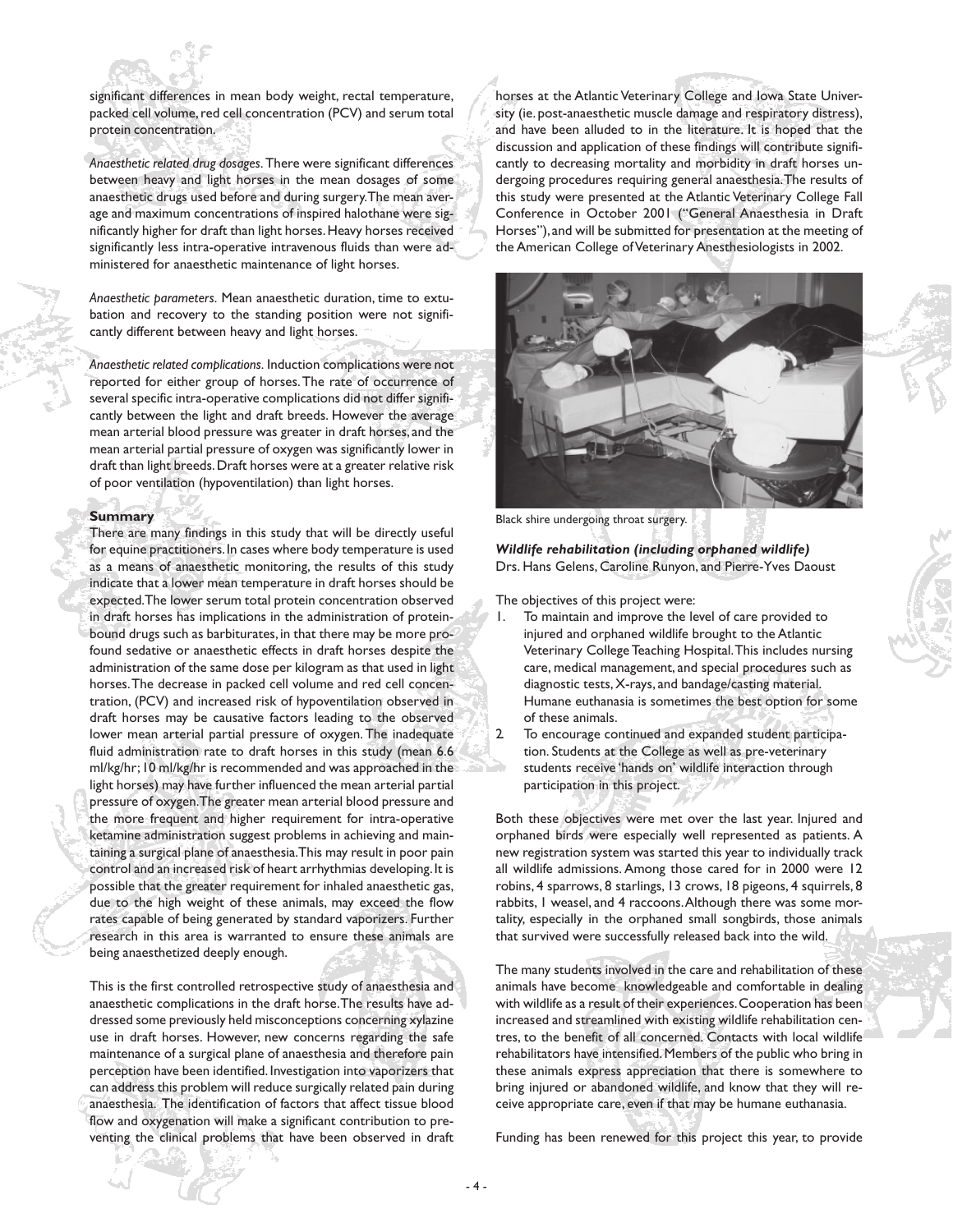significant differences in mean body weight, rectal temperature, packed cell volume, red cell concentration (PCV) and serum total protein concentration.

*Anaesthetic related drug dosages.* There were significant differences between heavy and light horses in the mean dosages of some anaesthetic drugs used before and during surgery. The mean average and maximum concentrations of inspired halothane were significantly higher for draft than light horses. Heavy horses received significantly less intra-operative intravenous fluids than were administered for anaesthetic maintenance of light horses.

*Anaesthetic parameters.* Mean anaesthetic duration, time to extubation and recovery to the standing position were not significantly different between heavy and light horses.

*Anaesthetic related complications.* Induction complications were not reported for either group of horses. The rate of occurrence of several specific intra-operative complications did not differ significantly between the light and draft breeds. However the average mean arterial blood pressure was greater in draft horses, and the mean arterial partial pressure of oxygen was significantly lower in draft than light breeds. Draft horses were at a greater relative risk of poor ventilation (hypoventilation) than light horses.

**Summary**

There are many findings in this study that will be directly useful for equine practitioners. In cases where body temperature is used as a means of anaesthetic monitoring, the results of this study indicate that a lower mean temperature in draft horses should be expected. The lower serum total protein concentration observed in draft horses has implications in the administration of protein-bound drugs such as barbiturates, in that there may be more profound sedative or anaesthetic effects in draft horses despite the administration of the same dose per kilogram as that used in light horses. The decrease in packed cell volume and red cell concentration, (PCV) and increased risk of hypoventilation observed in draft horses may be causative factors leading to the observed lower mean arterial partial pressure of oxygen. The inadequate fluid administration rate to draft horses in this study (mean 6.6 ml/kg/hr; 10 ml/kg/hr is recommended and was approached in the light horses) may have further influenced the mean arterial partial pressure of oxygen. The greater mean arterial blood pressure and the more frequent and higher requirement for intra-operative ketamine administration suggest problems in achieving and maintaining a surgical plane of anaesthesia. This may result in poor pain control and an increased risk of heart arrhythmias developing. It is possible that the greater requirement for inhaled anaesthetic gas, due to the high weight of these animals, may exceed the flow rates capable of being generated by standard vaporizers. Further research in this area is warranted to ensure these animals are being anaesthetized deeply enough.

This is the first controlled retrospective study of anaesthesia and anaesthetic complications in the draft horse. The results have addressed some previously held misconceptions concerning xylazine use in draft horses. However, new concerns regarding the safe maintenance of a surgical plane of anaesthesia and therefore pain perception have been identified. Investigation into vaporizers that can address this problem will reduce surgically related pain during anaesthesia. The identification of factors that affect tissue blood flow and oxygenation will make a significant contribution to preventing the clinical problems that have been observed in draft horses at the Atlantic Veterinary College and Iowa State University (ie. post-anaesthetic muscle damage and respiratory distress), and have been alluded to in the literature. It is hoped that the discussion and application of these findings will contribute significantly to decreasing mortality and morbidity in draft horses undergoing procedures requiring general anaesthesia. The results of this study were presented at the Atlantic Veterinary College Fall Conference in October 2001 ("General Anaesthesia in Draft Horses"), and will be submitted for presentation at the meeting of the American College of Veterinary Anesthesiologists in 2002.

Black shire undergoing throat surgery.

***Wildlife rehabilitation (including orphaned wildlife)***
Drs. Hans Gelens, Caroline Runyon, and Pierre-Yves Daoust

The objectives of this project were:

1. To maintain and improve the level of care provided to injured and orphaned wildlife brought to the Atlantic Veterinary College Teaching Hospital. This includes nursing care, medical management, and special procedures such as diagnostic tests, X-rays, and bandage/casting material. Humane euthanasia is sometimes the best option for some of these animals.
2. To encourage continued and expanded student participation. Students at the College as well as pre-veterinary students receive 'hands on' wildlife interaction through participation in this project.

Both these objectives were met over the last year. Injured and orphaned birds were especially well represented as patients. A new registration system was started this year to individually track all wildlife admissions. Among those cared for in 2000 were 12 robins, 4 sparrows, 8 starlings, 13 crows, 18 pigeons, 4 squirrels, 8 rabbits, 1 weasel, and 4 raccoons. Although there was mortality, especially in the orphaned small songbirds, those animals that survived were successfully released back into the wild.

The many students involved in the care and rehabilitation of these animals have become knowledgeable and comfortable in dealing with wildlife as a result of their experiences. Cooperation has been increased and streamlined with existing wildlife rehabilitation centres, to the benefit of all concerned. Contacts with local wildlife rehabilitators have intensified. Members of the public who bring in these animals express appreciation that there is somewhere to bring injured or abandoned wildlife, and know that they will receive appropriate care, even if that may be humane euthanasia.

Funding has been renewed for this project this year, to provide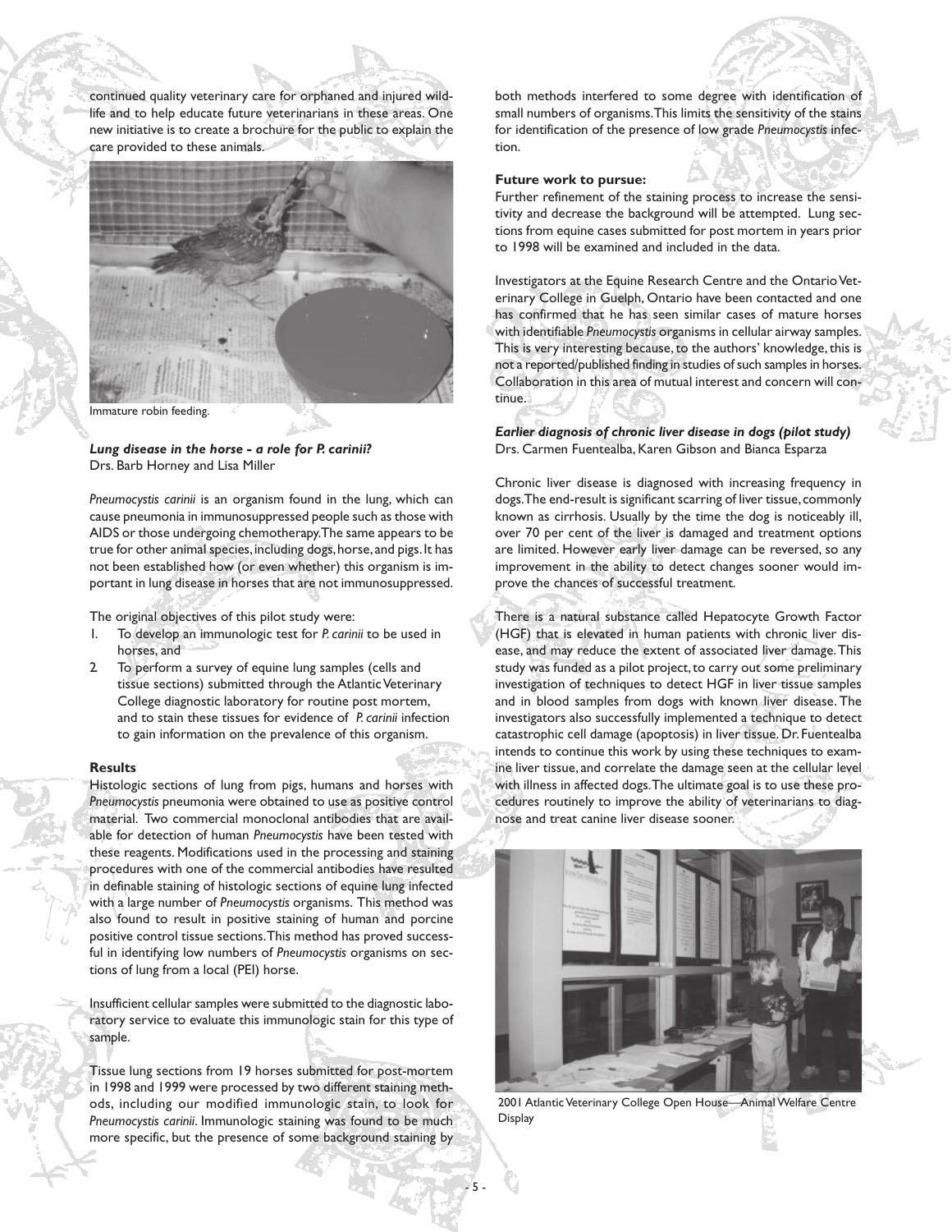continued quality veterinary care for orphaned and injured wildlife and to help educate future veterinarians in these areas. One new initiative is to create a brochure for the public to explain the care provided to these animals.

Immature robin feeding.

***Lung disease in the horse - a role for P. carinii?***
Drs. Barb Horney and Lisa Miller

*Pneumocystis carinii* is an organism found in the lung, which can cause pneumonia in immunosuppressed people such as those with AIDS or those undergoing chemotherapy. The same appears to be true for other animal species, including dogs, horse, and pigs. It has not been established how (or even whether) this organism is important in lung disease in horses that are not immunosuppressed.

The original objectives of this pilot study were:

1. To develop an immunologic test for *P. carinii* to be used in horses, and
2. To perform a survey of equine lung samples (cells and tissue sections) submitted through the Atlantic Veterinary College diagnostic laboratory for routine post mortem, and to stain these tissues for evidence of *P. carinii* infection to gain information on the prevalence of this organism.

**Results**

Histologic sections of lung from pigs, humans and horses with *Pneumocystis* pneumonia were obtained to use as positive control material. Two commercial monoclonal antibodies that are available for detection of human *Pneumocystis* have been tested with these reagents. Modifications used in the processing and staining procedures with one of the commercial antibodies have resulted in definable staining of histologic sections of equine lung infected with a large number of *Pneumocystis* organisms. This method was also found to result in positive staining of human and porcine positive control tissue sections. This method has proved successful in identifying low numbers of *Pneumocystis* organisms on sections of lung from a local (PEI) horse.

Insufficient cellular samples were submitted to the diagnostic laboratory service to evaluate this immunologic stain for this type of sample.

Tissue lung sections from 19 horses submitted for post-mortem in 1998 and 1999 were processed by two different staining methods, including our modified immunologic stain, to look for *Pneumocystis carinii*. Immunologic staining was found to be much more specific, but the presence of some background staining by both methods interfered to some degree with identification of small numbers of organisms. This limits the sensitivity of the stains for identification of the presence of low grade *Pneumocystis* infection.

**Future work to pursue:**

Further refinement of the staining process to increase the sensitivity and decrease the background will be attempted. Lung sections from equine cases submitted for post mortem in years prior to 1998 will be examined and included in the data.

Investigators at the Equine Research Centre and the Ontario Veterinary College in Guelph, Ontario have been contacted and one has confirmed that he has seen similar cases of mature horses with identifiable *Pneumocystis* organisms in cellular airway samples. This is very interesting because, to the authors' knowledge, this is not a reported/published finding in studies of such samples in horses. Collaboration in this area of mutual interest and concern will continue.

***Earlier diagnosis of chronic liver disease in dogs (pilot study)***
Drs. Carmen Fuentealba, Karen Gibson and Bianca Esparza

Chronic liver disease is diagnosed with increasing frequency in dogs. The end-result is significant scarring of liver tissue, commonly known as cirrhosis. Usually by the time the dog is noticeably ill, over 70 per cent of the liver is damaged and treatment options are limited. However early liver damage can be reversed, so any improvement in the ability to detect changes sooner would improve the chances of successful treatment.

There is a natural substance called Hepatocyte Growth Factor (HGF) that is elevated in human patients with chronic liver disease, and may reduce the extent of associated liver damage. This study was funded as a pilot project, to carry out some preliminary investigation of techniques to detect HGF in liver tissue samples and in blood samples from dogs with known liver disease. The investigators also successfully implemented a technique to detect catastrophic cell damage (apoptosis) in liver tissue. Dr. Fuentealba intends to continue this work by using these techniques to examine liver tissue, and correlate the damage seen at the cellular level with illness in affected dogs. The ultimate goal is to use these procedures routinely to improve the ability of veterinarians to diagnose and treat canine liver disease sooner.

2001 Atlantic Veterinary College Open House—Animal Welfare Centre Display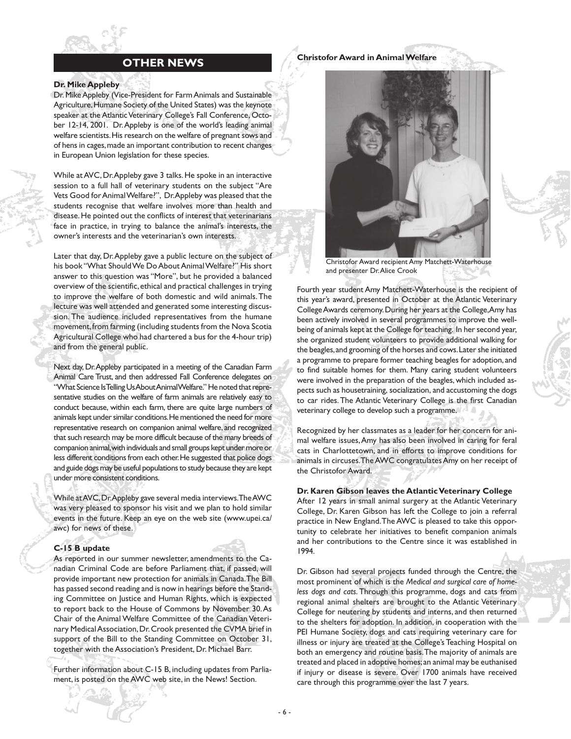## OTHER NEWS

### Dr. Mike Appleby

Dr. Mike Appleby (Vice-President for Farm Animals and Sustainable Agriculture, Humane Society of the United States) was the keynote speaker at the Atlantic Veterinary College's Fall Conference, October 12-14, 2001. Dr. Appleby is one of the world's leading animal welfare scientists. His research on the welfare of pregnant sows and of hens in cages, made an important contribution to recent changes in European Union legislation for these species.

While at AVC, Dr. Appleby gave 3 talks. He spoke in an interactive session to a full hall of veterinary students on the subject "Are Vets Good for Animal Welfare?", Dr. Appleby was pleased that the students recognise that welfare involves more than health and disease. He pointed out the conflicts of interest that veterinarians face in practice, in trying to balance the animal's interests, the owner's interests and the veterinarian's own interests.

Later that day, Dr. Appleby gave a public lecture on the subject of his book "What Should We Do About Animal Welfare?" His short answer to this question was "More", but he provided a balanced overview of the scientific, ethical and practical challenges in trying to improve the welfare of both domestic and wild animals. The lecture was well attended and generated some interesting discussion. The audience included representatives from the humane movement, from farming (including students from the Nova Scotia Agricultural College who had chartered a bus for the 4-hour trip) and from the general public.

Next day, Dr. Appleby participated in a meeting of the Canadian Farm Animal Care Trust, and then addressed Fall Conference delegates on "What Science Is Telling Us About Animal Welfare." He noted that representative studies on the welfare of farm animals are relatively easy to conduct because, within each farm, there are quite large numbers of animals kept under similar conditions. He mentioned the need for more representative research on companion animal welfare, and recognized that such research may be more difficult because of the many breeds of companion animal, with individuals and small groups kept under more or less different conditions from each other. He suggested that police dogs and guide dogs may be useful populations to study because they are kept under more consistent conditions.

While at AVC, Dr. Appleby gave several media interviews. The AWC was very pleased to sponsor his visit and we plan to hold similar events in the future. Keep an eye on the web site (www.upei.ca/awc) for news of these.

### C-15 B update

As reported in our summer newsletter, amendments to the Canadian Criminal Code are before Parliament that, if passed, will provide important new protection for animals in Canada. The Bill has passed second reading and is now in hearings before the Standing Committee on Justice and Human Rights, which is expected to report back to the House of Commons by November 30. As Chair of the Animal Welfare Committee of the Canadian Veterinary Medical Association, Dr. Crook presented the CVMA brief in support of the Bill to the Standing Committee on October 31, together with the Association's President, Dr. Michael Barr.

Further information about C-15 B, including updates from Parliament, is posted on the AWC web site, in the News! Section.

### Christofor Award in Animal Welfare

Christofor Award recipient Amy Matchett-Waterhouse and presenter Dr. Alice Crook

Fourth year student Amy Matchett-Waterhouse is the recipient of this year's award, presented in October at the Atlantic Veterinary College Awards ceremony. During her years at the College, Amy has been actively involved in several programmes to improve the well-being of animals kept at the College for teaching. In her second year, she organized student volunteers to provide additional walking for the beagles, and grooming of the horses and cows. Later she initiated a programme to prepare former teaching beagles for adoption, and to find suitable homes for them. Many caring student volunteers were involved in the preparation of the beagles, which included aspects such as housetraining, socialization, and accustoming the dogs to car rides. The Atlantic Veterinary College is the first Canadian veterinary college to develop such a programme.

Recognized by her classmates as a leader for her concern for animal welfare issues, Amy has also been involved in caring for feral cats in Charlottetown, and in efforts to improve conditions for animals in circuses. The AWC congratulates Amy on her receipt of the Christofor Award.

### Dr. Karen Gibson leaves the Atlantic Veterinary College

After 12 years in small animal surgery at the Atlantic Veterinary College, Dr. Karen Gibson has left the College to join a referral practice in New England. The AWC is pleased to take this opportunity to celebrate her initiatives to benefit companion animals and her contributions to the Centre since it was established in 1994.

Dr. Gibson had several projects funded through the Centre, the most prominent of which is the *Medical and surgical care of homeless dogs and cats*. Through this programme, dogs and cats from regional animal shelters are brought to the Atlantic Veterinary College for neutering by students and interns, and then returned to the shelters for adoption. In addition, in cooperation with the PEI Humane Society, dogs and cats requiring veterinary care for illness or injury are treated at the College's Teaching Hospital on both an emergency and routine basis. The majority of animals are treated and placed in adoptive homes; an animal may be euthanised if injury or disease is severe. Over 1700 animals have received care through this programme over the last 7 years.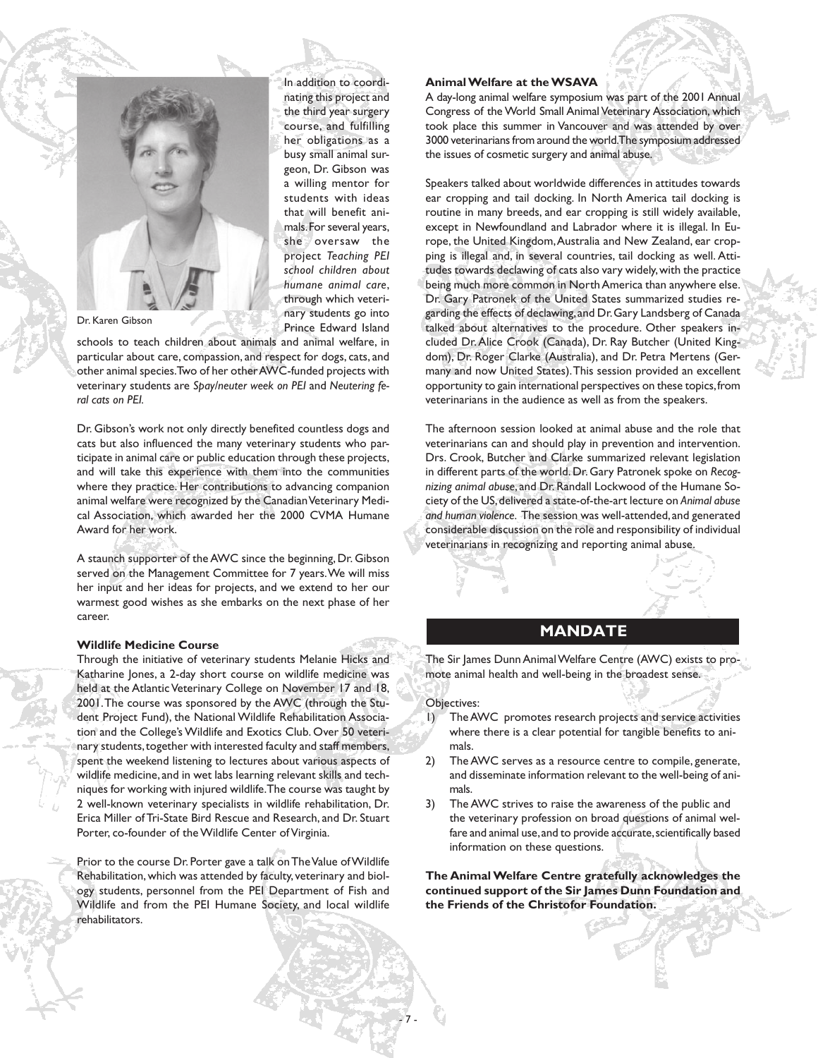In addition to coordinating this project and the third year surgery course, and fulfilling her obligations as a busy small animal surgeon, Dr. Gibson was a willing mentor for students with ideas that will benefit animals. For several years, she oversaw the project *Teaching PEI school children about humane animal care*, through which veterinary students go into Prince Edward Island schools to teach children about animals and animal welfare, in particular about care, compassion, and respect for dogs, cats, and other animal species. Two of her other AWC-funded projects with veterinary students are *Spay/neuter week on PEI* and *Neutering feral cats on PEI*.

Dr. Karen Gibson

Dr. Gibson's work not only directly benefited countless dogs and cats but also influenced the many veterinary students who participate in animal care or public education through these projects, and will take this experience with them into the communities where they practice. Her contributions to advancing companion animal welfare were recognized by the Canadian Veterinary Medical Association, which awarded her the 2000 CVMA Humane Award for her work.

A staunch supporter of the AWC since the beginning, Dr. Gibson served on the Management Committee for 7 years. We will miss her input and her ideas for projects, and we extend to her our warmest good wishes as she embarks on the next phase of her career.

#### Wildlife Medicine Course

Through the initiative of veterinary students Melanie Hicks and Katharine Jones, a 2-day short course on wildlife medicine was held at the Atlantic Veterinary College on November 17 and 18, 2001. The course was sponsored by the AWC (through the Student Project Fund), the National Wildlife Rehabilitation Association and the College's Wildlife and Exotics Club. Over 50 veterinary students, together with interested faculty and staff members, spent the weekend listening to lectures about various aspects of wildlife medicine, and in wet labs learning relevant skills and techniques for working with injured wildlife. The course was taught by 2 well-known veterinary specialists in wildlife rehabilitation, Dr. Erica Miller of Tri-State Bird Rescue and Research, and Dr. Stuart Porter, co-founder of the Wildlife Center of Virginia.

Prior to the course Dr. Porter gave a talk on The Value of Wildlife Rehabilitation, which was attended by faculty, veterinary and biology students, personnel from the PEI Department of Fish and Wildlife and from the PEI Humane Society, and local wildlife rehabilitators.

#### Animal Welfare at the WSAVA

A day-long animal welfare symposium was part of the 2001 Annual Congress of the World Small Animal Veterinary Association, which took place this summer in Vancouver and was attended by over 3000 veterinarians from around the world. The symposium addressed the issues of cosmetic surgery and animal abuse.

Speakers talked about worldwide differences in attitudes towards ear cropping and tail docking. In North America tail docking is routine in many breeds, and ear cropping is still widely available, except in Newfoundland and Labrador where it is illegal. In Europe, the United Kingdom, Australia and New Zealand, ear cropping is illegal and, in several countries, tail docking as well. Attitudes towards declawing of cats also vary widely, with the practice being much more common in North America than anywhere else. Dr. Gary Patronek of the United States summarized studies regarding the effects of declawing, and Dr. Gary Landsberg of Canada talked about alternatives to the procedure. Other speakers included Dr. Alice Crook (Canada), Dr. Ray Butcher (United Kingdom), Dr. Roger Clarke (Australia), and Dr. Petra Mertens (Germany and now United States). This session provided an excellent opportunity to gain international perspectives on these topics, from veterinarians in the audience as well as from the speakers.

The afternoon session looked at animal abuse and the role that veterinarians can and should play in prevention and intervention. Drs. Crook, Butcher and Clarke summarized relevant legislation in different parts of the world. Dr. Gary Patronek spoke on *Recognizing animal abuse*, and Dr. Randall Lockwood of the Humane Society of the US, delivered a state-of-the-art lecture on *Animal abuse and human violence*. The session was well-attended, and generated considerable discussion on the role and responsibility of individual veterinarians in recognizing and reporting animal abuse.

## MANDATE

The Sir James Dunn Animal Welfare Centre (AWC) exists to promote animal health and well-being in the broadest sense.

Objectives:

1) The AWC promotes research projects and service activities where there is a clear potential for tangible benefits to animals.
2) The AWC serves as a resource centre to compile, generate, and disseminate information relevant to the well-being of animals.
3) The AWC strives to raise the awareness of the public and the veterinary profession on broad questions of animal welfare and animal use, and to provide accurate, scientifically based information on these questions.

**The Animal Welfare Centre gratefully acknowledges the continued support of the Sir James Dunn Foundation and the Friends of the Christofor Foundation.**